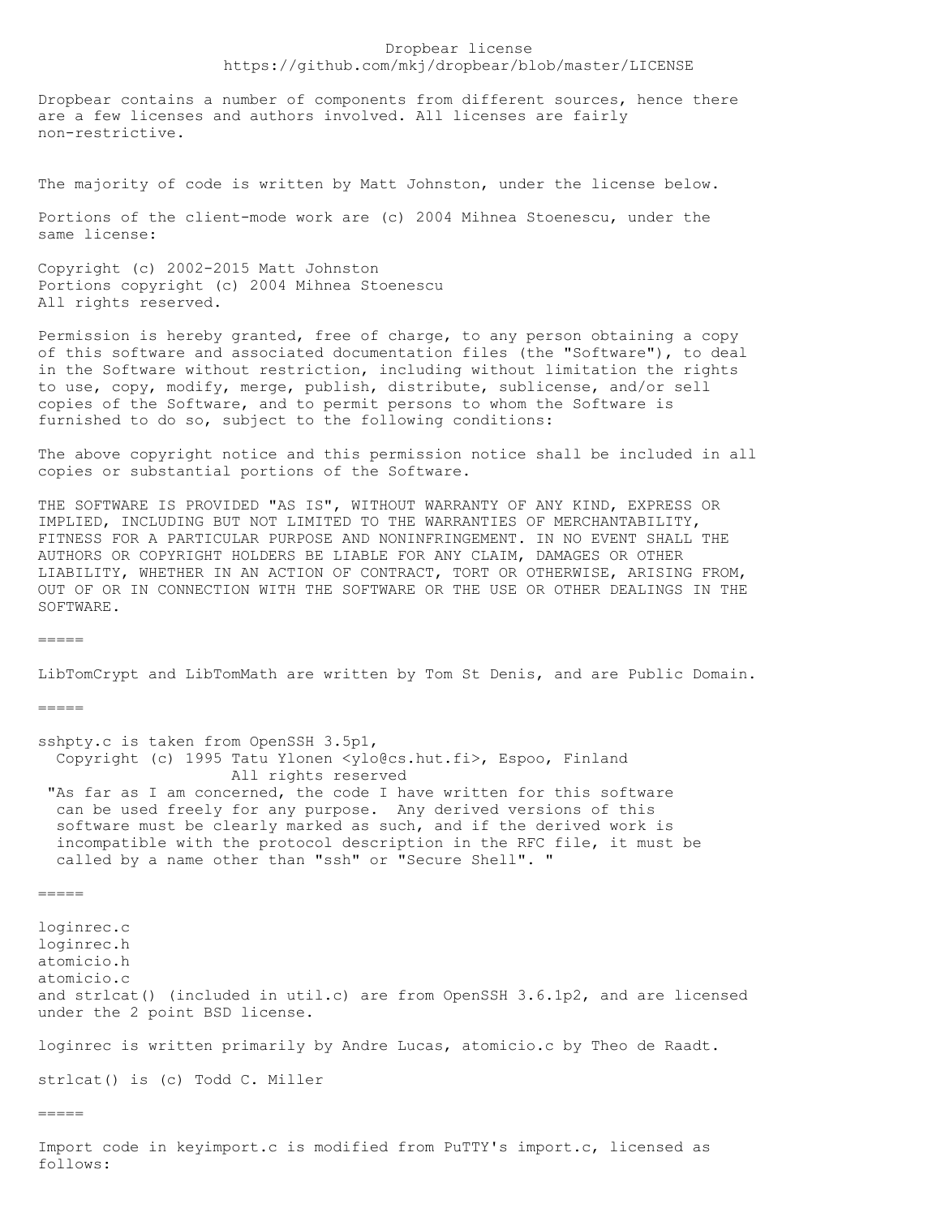Dropbear license
https://github.com/mkj/dropbear/blob/master/LICENSE

Dropbear contains a number of components from different sources, hence there are a few licenses and authors involved. All licenses are fairly non-restrictive.

The majority of code is written by Matt Johnston, under the license below.

Portions of the client-mode work are (c) 2004 Mihnea Stoenescu, under the same license:

Copyright (c) 2002-2015 Matt Johnston
Portions copyright (c) 2004 Mihnea Stoenescu
All rights reserved.

Permission is hereby granted, free of charge, to any person obtaining a copy of this software and associated documentation files (the "Software"), to deal in the Software without restriction, including without limitation the rights to use, copy, modify, merge, publish, distribute, sublicense, and/or sell copies of the Software, and to permit persons to whom the Software is furnished to do so, subject to the following conditions:

The above copyright notice and this permission notice shall be included in all copies or substantial portions of the Software.

THE SOFTWARE IS PROVIDED "AS IS", WITHOUT WARRANTY OF ANY KIND, EXPRESS OR IMPLIED, INCLUDING BUT NOT LIMITED TO THE WARRANTIES OF MERCHANTABILITY, FITNESS FOR A PARTICULAR PURPOSE AND NONINFRINGEMENT. IN NO EVENT SHALL THE AUTHORS OR COPYRIGHT HOLDERS BE LIABLE FOR ANY CLAIM, DAMAGES OR OTHER LIABILITY, WHETHER IN AN ACTION OF CONTRACT, TORT OR OTHERWISE, ARISING FROM, OUT OF OR IN CONNECTION WITH THE SOFTWARE OR THE USE OR OTHER DEALINGS IN THE SOFTWARE.

=====

LibTomCrypt and LibTomMath are written by Tom St Denis, and are Public Domain.

=====

sshpty.c is taken from OpenSSH 3.5p1,
  Copyright (c) 1995 Tatu Ylonen <ylo@cs.hut.fi>, Espoo, Finland
                    All rights reserved
 "As far as I am concerned, the code I have written for this software
  can be used freely for any purpose.  Any derived versions of this
  software must be clearly marked as such, and if the derived work is
  incompatible with the protocol description in the RFC file, it must be
  called by a name other than "ssh" or "Secure Shell". "

=====

loginrec.c
loginrec.h
atomicio.h
atomicio.c
and strlcat() (included in util.c) are from OpenSSH 3.6.1p2, and are licensed under the 2 point BSD license.

loginrec is written primarily by Andre Lucas, atomicio.c by Theo de Raadt.

strlcat() is (c) Todd C. Miller

=====

Import code in keyimport.c is modified from PuTTY's import.c, licensed as follows: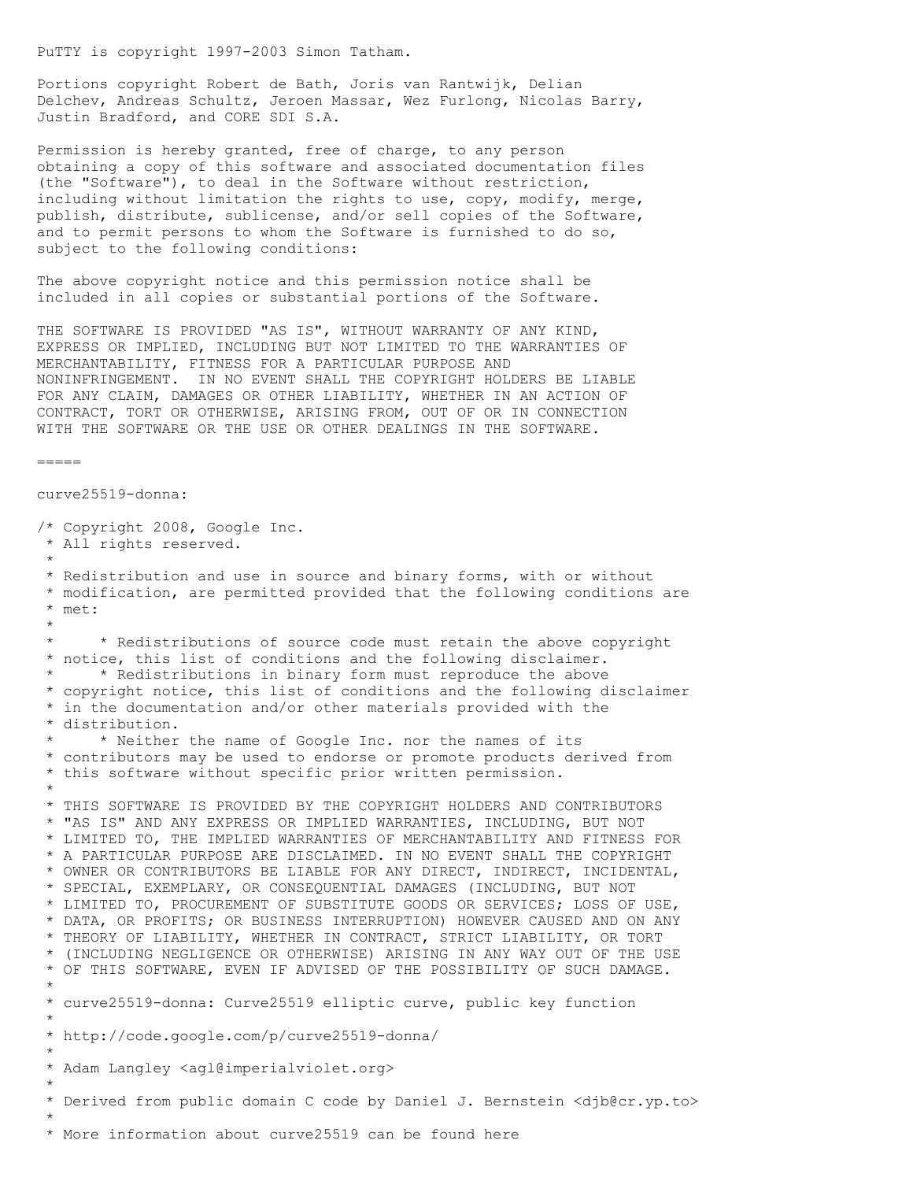PuTTY is copyright 1997-2003 Simon Tatham.

Portions copyright Robert de Bath, Joris van Rantwijk, Delian Delchev, Andreas Schultz, Jeroen Massar, Wez Furlong, Nicolas Barry, Justin Bradford, and CORE SDI S.A.

Permission is hereby granted, free of charge, to any person obtaining a copy of this software and associated documentation files (the "Software"), to deal in the Software without restriction, including without limitation the rights to use, copy, modify, merge, publish, distribute, sublicense, and/or sell copies of the Software, and to permit persons to whom the Software is furnished to do so, subject to the following conditions:

The above copyright notice and this permission notice shall be included in all copies or substantial portions of the Software.

THE SOFTWARE IS PROVIDED "AS IS", WITHOUT WARRANTY OF ANY KIND, EXPRESS OR IMPLIED, INCLUDING BUT NOT LIMITED TO THE WARRANTIES OF MERCHANTABILITY, FITNESS FOR A PARTICULAR PURPOSE AND NONINFRINGEMENT.  IN NO EVENT SHALL THE COPYRIGHT HOLDERS BE LIABLE FOR ANY CLAIM, DAMAGES OR OTHER LIABILITY, WHETHER IN AN ACTION OF CONTRACT, TORT OR OTHERWISE, ARISING FROM, OUT OF OR IN CONNECTION WITH THE SOFTWARE OR THE USE OR OTHER DEALINGS IN THE SOFTWARE.

=====

curve25519-donna:

```
/* Copyright 2008, Google Inc.
 * All rights reserved.
 *
 * Redistribution and use in source and binary forms, with or without
 * modification, are permitted provided that the following conditions are
 * met:
 *
 *     * Redistributions of source code must retain the above copyright
 * notice, this list of conditions and the following disclaimer.
 *     * Redistributions in binary form must reproduce the above
 * copyright notice, this list of conditions and the following disclaimer
 * in the documentation and/or other materials provided with the
 * distribution.
 *     * Neither the name of Google Inc. nor the names of its
 * contributors may be used to endorse or promote products derived from
 * this software without specific prior written permission.
 *
 * THIS SOFTWARE IS PROVIDED BY THE COPYRIGHT HOLDERS AND CONTRIBUTORS
 * "AS IS" AND ANY EXPRESS OR IMPLIED WARRANTIES, INCLUDING, BUT NOT
 * LIMITED TO, THE IMPLIED WARRANTIES OF MERCHANTABILITY AND FITNESS FOR
 * A PARTICULAR PURPOSE ARE DISCLAIMED. IN NO EVENT SHALL THE COPYRIGHT
 * OWNER OR CONTRIBUTORS BE LIABLE FOR ANY DIRECT, INDIRECT, INCIDENTAL,
 * SPECIAL, EXEMPLARY, OR CONSEQUENTIAL DAMAGES (INCLUDING, BUT NOT
 * LIMITED TO, PROCUREMENT OF SUBSTITUTE GOODS OR SERVICES; LOSS OF USE,
 * DATA, OR PROFITS; OR BUSINESS INTERRUPTION) HOWEVER CAUSED AND ON ANY
 * THEORY OF LIABILITY, WHETHER IN CONTRACT, STRICT LIABILITY, OR TORT
 * (INCLUDING NEGLIGENCE OR OTHERWISE) ARISING IN ANY WAY OUT OF THE USE
 * OF THIS SOFTWARE, EVEN IF ADVISED OF THE POSSIBILITY OF SUCH DAMAGE.
 *
 * curve25519-donna: Curve25519 elliptic curve, public key function
 *
 * http://code.google.com/p/curve25519-donna/
 *
 * Adam Langley <agl@imperialviolet.org>
 *
 * Derived from public domain C code by Daniel J. Bernstein <djb@cr.yp.to>
 *
 * More information about curve25519 can be found here
```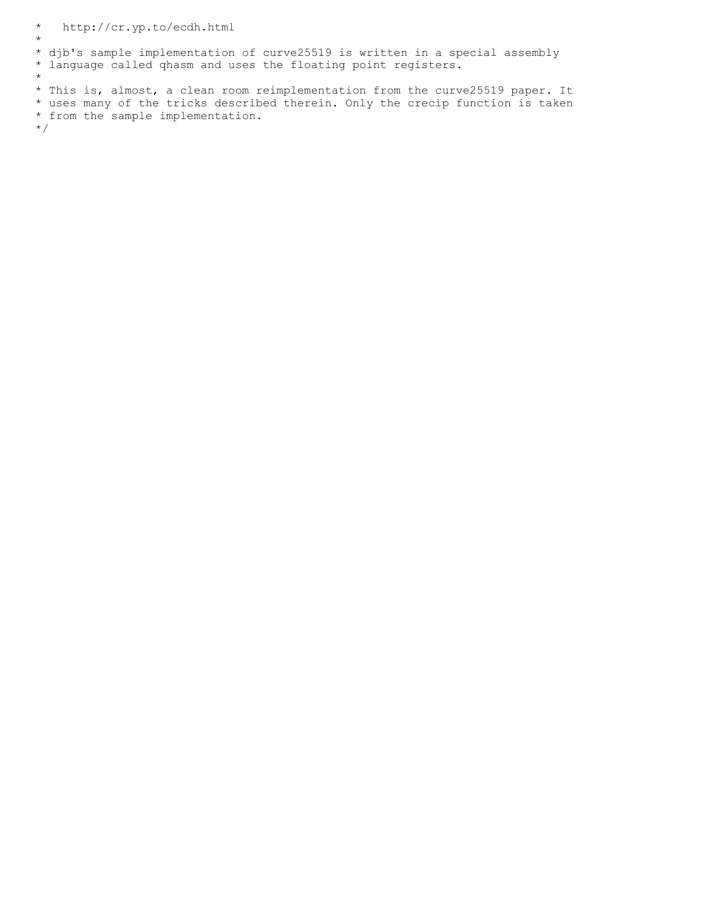```
*   http://cr.yp.to/ecdh.html
*
* djb's sample implementation of curve25519 is written in a special assembly
* language called qhasm and uses the floating point registers.
*
* This is, almost, a clean room reimplementation from the curve25519 paper. It
* uses many of the tricks described therein. Only the crecip function is taken
* from the sample implementation.
*/
```